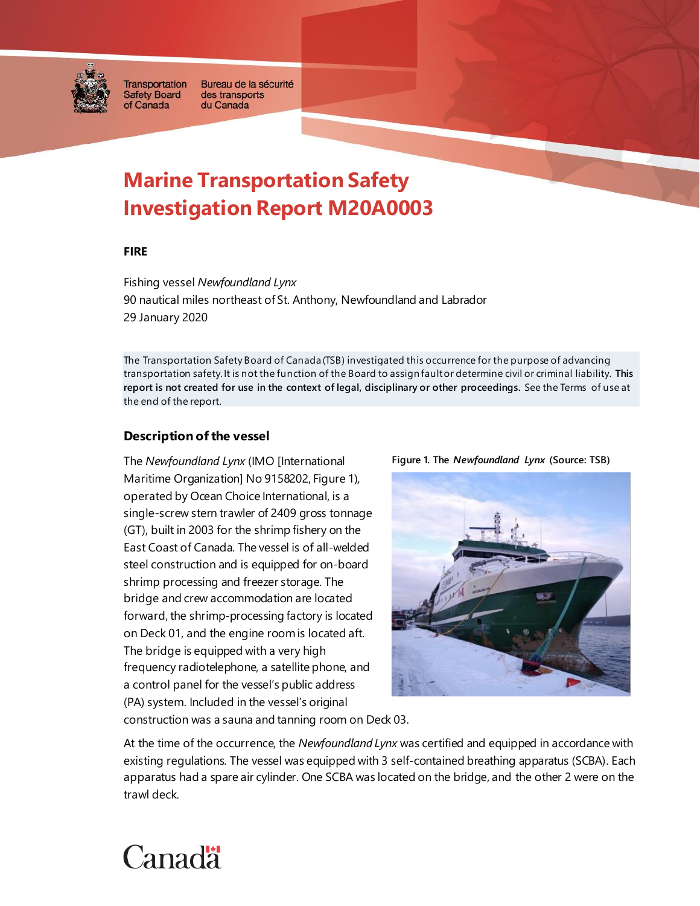Transportation Safety Board of Canada | Bureau de la sécurité des transports du Canada

# Marine Transportation Safety Investigation Report M20A0003

**FIRE**

Fishing vessel *Newfoundland Lynx*
90 nautical miles northeast of St. Anthony, Newfoundland and Labrador
29 January 2020

The Transportation Safety Board of Canada (TSB) investigated this occurrence for the purpose of advancing transportation safety. It is not the function of the Board to assign fault or determine civil or criminal liability. **This report is not created for use in the context of legal, disciplinary or other proceedings.** See the Terms of use at the end of the report.

## Description of the vessel

The *Newfoundland Lynx* (IMO [International Maritime Organization] No 9158202, Figure 1), operated by Ocean Choice International, is a single-screw stern trawler of 2409 gross tonnage (GT), built in 2003 for the shrimp fishery on the East Coast of Canada. The vessel is of all-welded steel construction and is equipped for on-board shrimp processing and freezer storage. The bridge and crew accommodation are located forward, the shrimp-processing factory is located on Deck 01, and the engine room is located aft. The bridge is equipped with a very high frequency radiotelephone, a satellite phone, and a control panel for the vessel's public address (PA) system. Included in the vessel's original construction was a sauna and tanning room on Deck 03.

**Figure 1. The *Newfoundland Lynx* (Source: TSB)**

At the time of the occurrence, the *Newfoundland Lynx* was certified and equipped in accordance with existing regulations. The vessel was equipped with 3 self-contained breathing apparatus (SCBA). Each apparatus had a spare air cylinder. One SCBA was located on the bridge, and the other 2 were on the trawl deck.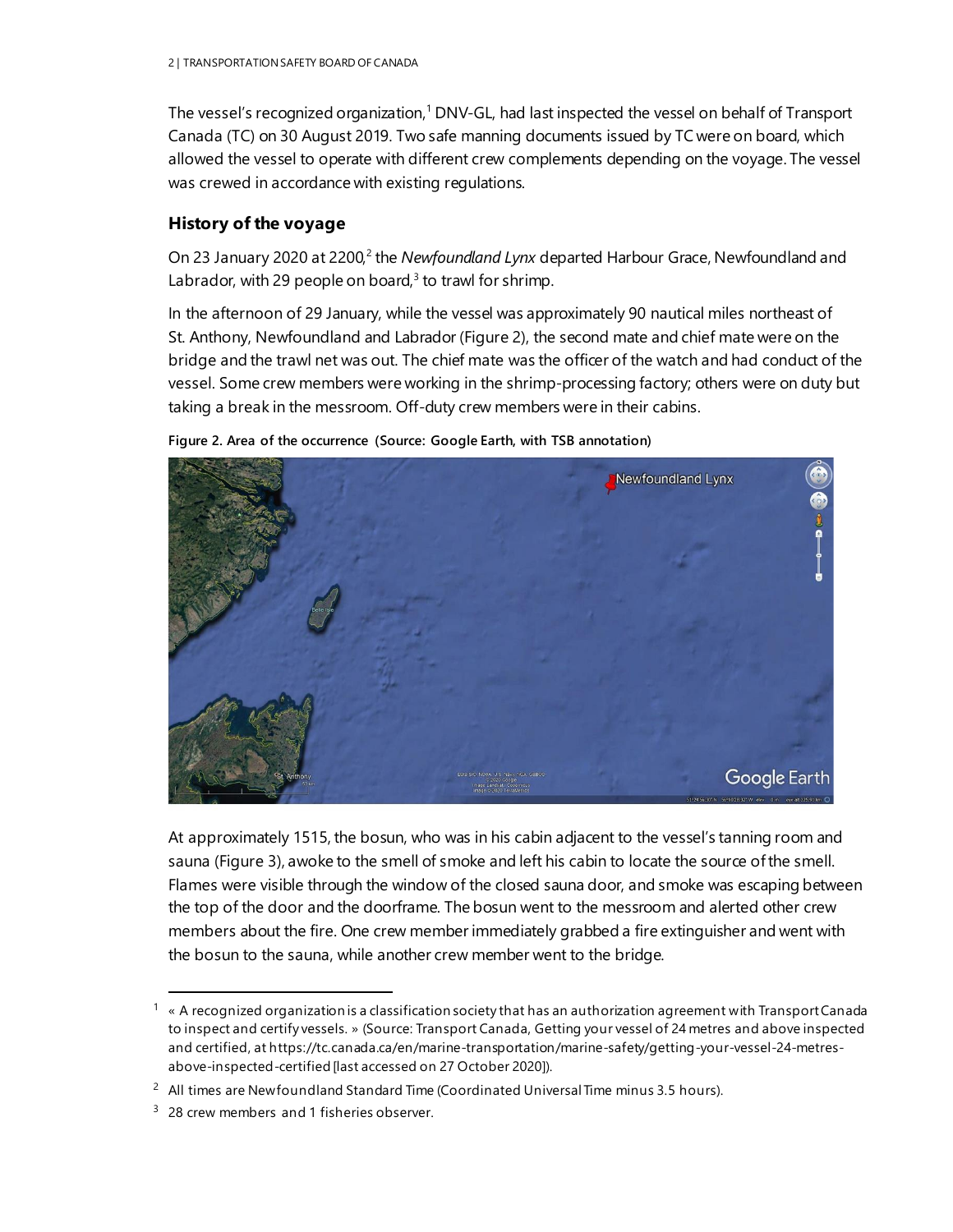The vessel's recognized organization,[1] DNV-GL, had last inspected the vessel on behalf of Transport Canada (TC) on 30 August 2019. Two safe manning documents issued by TC were on board, which allowed the vessel to operate with different crew complements depending on the voyage. The vessel was crewed in accordance with existing regulations.

## History of the voyage

On 23 January 2020 at 2200,[2] the *Newfoundland Lynx* departed Harbour Grace, Newfoundland and Labrador, with 29 people on board,[3] to trawl for shrimp.

In the afternoon of 29 January, while the vessel was approximately 90 nautical miles northeast of St. Anthony, Newfoundland and Labrador (Figure 2), the second mate and chief mate were on the bridge and the trawl net was out. The chief mate was the officer of the watch and had conduct of the vessel. Some crew members were working in the shrimp-processing factory; others were on duty but taking a break in the messroom. Off-duty crew members were in their cabins.

**Figure 2. Area of the occurrence (Source: Google Earth, with TSB annotation)**

At approximately 1515, the bosun, who was in his cabin adjacent to the vessel's tanning room and sauna (Figure 3), awoke to the smell of smoke and left his cabin to locate the source of the smell. Flames were visible through the window of the closed sauna door, and smoke was escaping between the top of the door and the doorframe. The bosun went to the messroom and alerted other crew members about the fire. One crew member immediately grabbed a fire extinguisher and went with the bosun to the sauna, while another crew member went to the bridge.

---

[1] « A recognized organization is a classification society that has an authorization agreement with Transport Canada to inspect and certify vessels. » (Source: Transport Canada, Getting your vessel of 24 metres and above inspected and certified, at https://tc.canada.ca/en/marine-transportation/marine-safety/getting-your-vessel-24-metres-above-inspected-certified [last accessed on 27 October 2020]).

[2] All times are Newfoundland Standard Time (Coordinated Universal Time minus 3.5 hours).

[3] 28 crew members and 1 fisheries observer.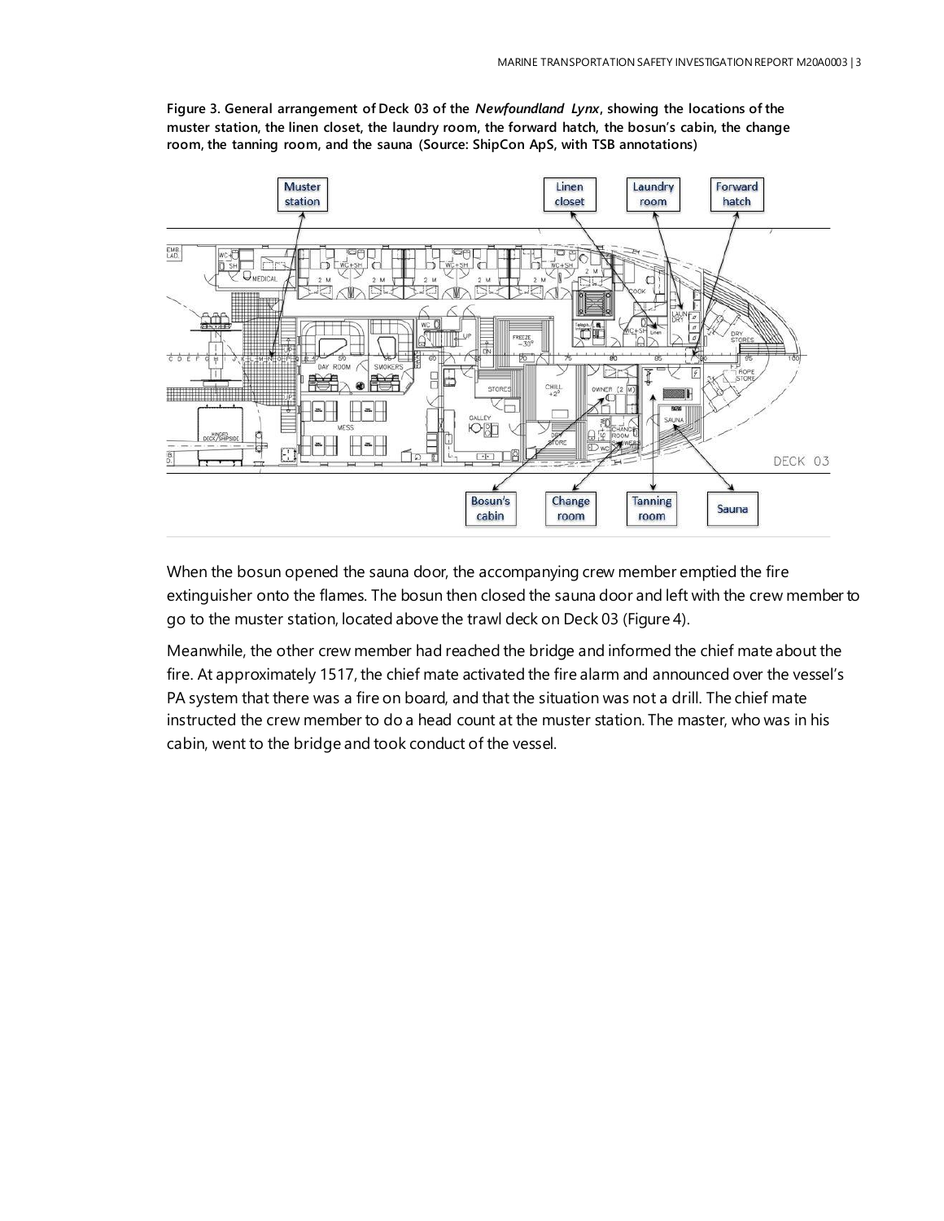**Figure 3. General arrangement of Deck 03 of the *Newfoundland Lynx*, showing the locations of the muster station, the linen closet, the laundry room, the forward hatch, the bosun's cabin, the change room, the tanning room, and the sauna (Source: ShipCon ApS, with TSB annotations)**

Muster station

Linen closet

Laundry room

Forward hatch

Bosun's cabin

Change room

Tanning room

Sauna

DECK 03

When the bosun opened the sauna door, the accompanying crew member emptied the fire extinguisher onto the flames. The bosun then closed the sauna door and left with the crew member to go to the muster station, located above the trawl deck on Deck 03 (Figure 4).

Meanwhile, the other crew member had reached the bridge and informed the chief mate about the fire. At approximately 1517, the chief mate activated the fire alarm and announced over the vessel's PA system that there was a fire on board, and that the situation was not a drill. The chief mate instructed the crew member to do a head count at the muster station. The master, who was in his cabin, went to the bridge and took conduct of the vessel.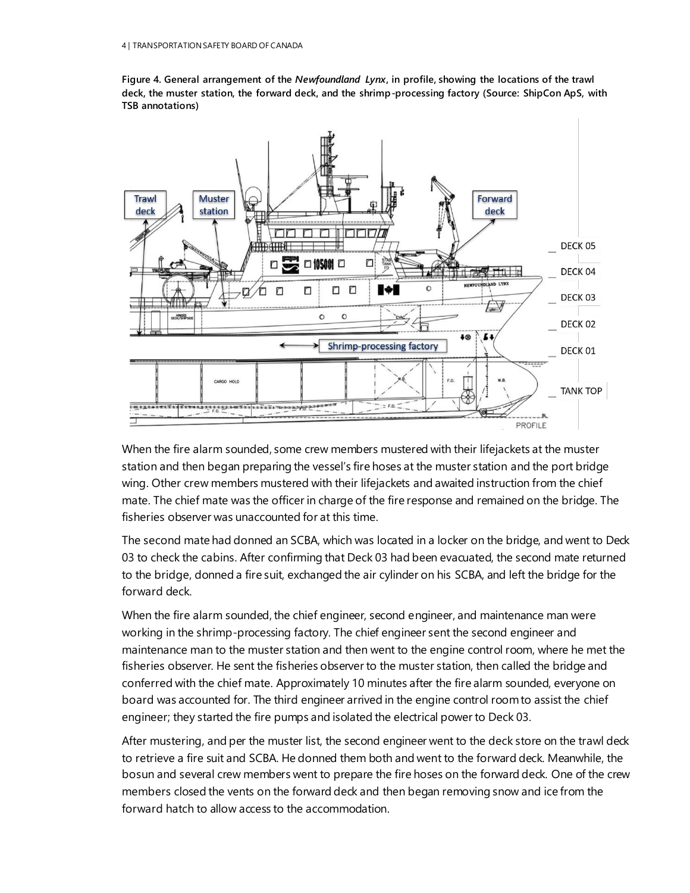**Figure 4. General arrangement of the *Newfoundland Lynx*, in profile, showing the locations of the trawl deck, the muster station, the forward deck, and the shrimp-processing factory (Source: ShipCon ApS, with TSB annotations)**

Trawl deck

Muster station

Forward deck

Shrimp-processing factory

DECK 05

DECK 04

DECK 03

DECK 02

DECK 01

TANK TOP

PROFILE

When the fire alarm sounded, some crew members mustered with their lifejackets at the muster station and then began preparing the vessel's fire hoses at the muster station and the port bridge wing. Other crew members mustered with their lifejackets and awaited instruction from the chief mate. The chief mate was the officer in charge of the fire response and remained on the bridge. The fisheries observer was unaccounted for at this time.

The second mate had donned an SCBA, which was located in a locker on the bridge, and went to Deck 03 to check the cabins. After confirming that Deck 03 had been evacuated, the second mate returned to the bridge, donned a fire suit, exchanged the air cylinder on his SCBA, and left the bridge for the forward deck.

When the fire alarm sounded, the chief engineer, second engineer, and maintenance man were working in the shrimp-processing factory. The chief engineer sent the second engineer and maintenance man to the muster station and then went to the engine control room, where he met the fisheries observer. He sent the fisheries observer to the muster station, then called the bridge and conferred with the chief mate. Approximately 10 minutes after the fire alarm sounded, everyone on board was accounted for. The third engineer arrived in the engine control room to assist the chief engineer; they started the fire pumps and isolated the electrical power to Deck 03.

After mustering, and per the muster list, the second engineer went to the deck store on the trawl deck to retrieve a fire suit and SCBA. He donned them both and went to the forward deck. Meanwhile, the bosun and several crew members went to prepare the fire hoses on the forward deck. One of the crew members closed the vents on the forward deck and then began removing snow and ice from the forward hatch to allow access to the accommodation.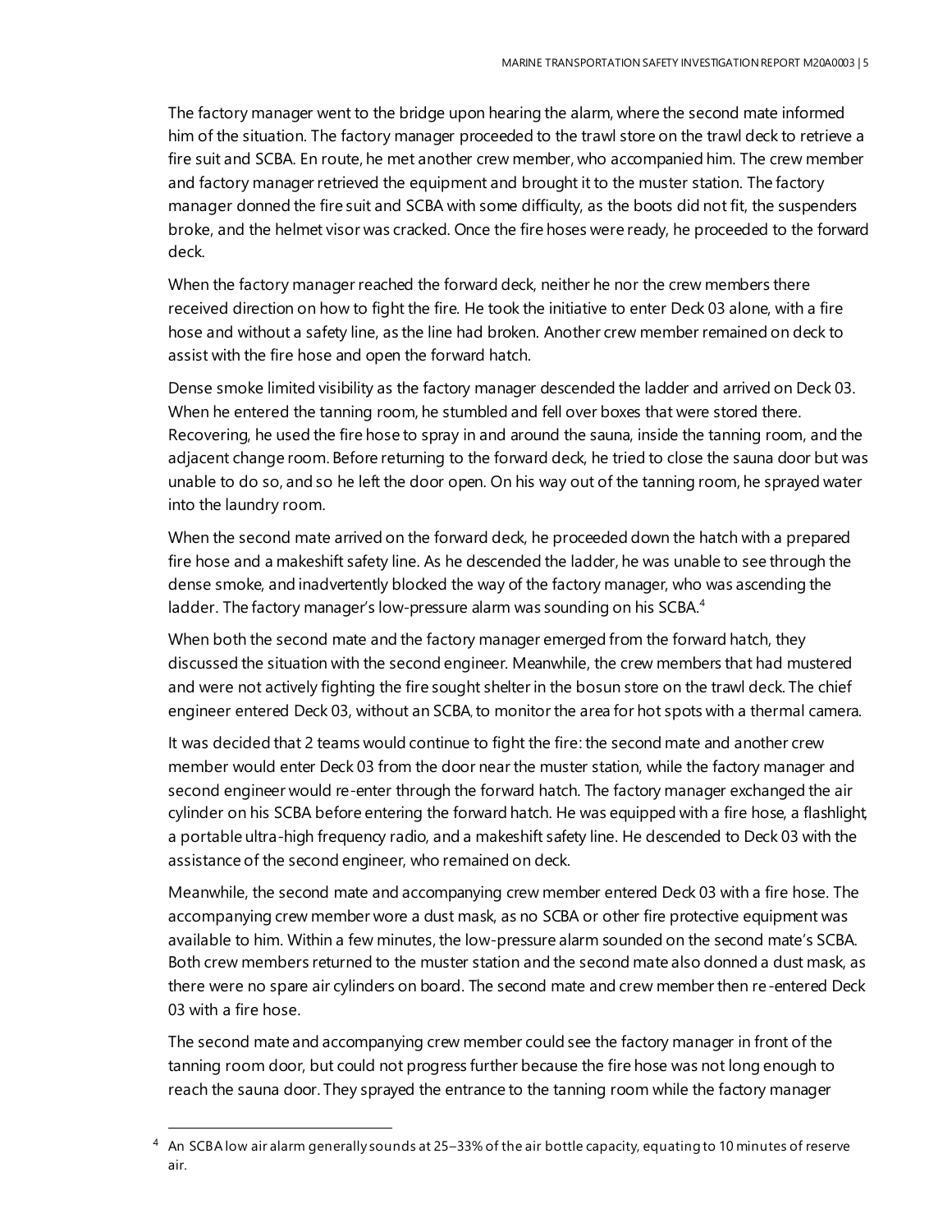The factory manager went to the bridge upon hearing the alarm, where the second mate informed him of the situation. The factory manager proceeded to the trawl store on the trawl deck to retrieve a fire suit and SCBA. En route, he met another crew member, who accompanied him. The crew member and factory manager retrieved the equipment and brought it to the muster station. The factory manager donned the fire suit and SCBA with some difficulty, as the boots did not fit, the suspenders broke, and the helmet visor was cracked. Once the fire hoses were ready, he proceeded to the forward deck.

When the factory manager reached the forward deck, neither he nor the crew members there received direction on how to fight the fire. He took the initiative to enter Deck 03 alone, with a fire hose and without a safety line, as the line had broken. Another crew member remained on deck to assist with the fire hose and open the forward hatch.

Dense smoke limited visibility as the factory manager descended the ladder and arrived on Deck 03. When he entered the tanning room, he stumbled and fell over boxes that were stored there. Recovering, he used the fire hose to spray in and around the sauna, inside the tanning room, and the adjacent change room. Before returning to the forward deck, he tried to close the sauna door but was unable to do so, and so he left the door open. On his way out of the tanning room, he sprayed water into the laundry room.

When the second mate arrived on the forward deck, he proceeded down the hatch with a prepared fire hose and a makeshift safety line. As he descended the ladder, he was unable to see through the dense smoke, and inadvertently blocked the way of the factory manager, who was ascending the ladder. The factory manager's low-pressure alarm was sounding on his SCBA.[4]

When both the second mate and the factory manager emerged from the forward hatch, they discussed the situation with the second engineer. Meanwhile, the crew members that had mustered and were not actively fighting the fire sought shelter in the bosun store on the trawl deck. The chief engineer entered Deck 03, without an SCBA, to monitor the area for hot spots with a thermal camera.

It was decided that 2 teams would continue to fight the fire: the second mate and another crew member would enter Deck 03 from the door near the muster station, while the factory manager and second engineer would re-enter through the forward hatch. The factory manager exchanged the air cylinder on his SCBA before entering the forward hatch. He was equipped with a fire hose, a flashlight, a portable ultra-high frequency radio, and a makeshift safety line. He descended to Deck 03 with the assistance of the second engineer, who remained on deck.

Meanwhile, the second mate and accompanying crew member entered Deck 03 with a fire hose. The accompanying crew member wore a dust mask, as no SCBA or other fire protective equipment was available to him. Within a few minutes, the low-pressure alarm sounded on the second mate's SCBA. Both crew members returned to the muster station and the second mate also donned a dust mask, as there were no spare air cylinders on board. The second mate and crew member then re-entered Deck 03 with a fire hose.

The second mate and accompanying crew member could see the factory manager in front of the tanning room door, but could not progress further because the fire hose was not long enough to reach the sauna door. They sprayed the entrance to the tanning room while the factory manager

[4] An SCBA low air alarm generally sounds at 25–33% of the air bottle capacity, equating to 10 minutes of reserve air.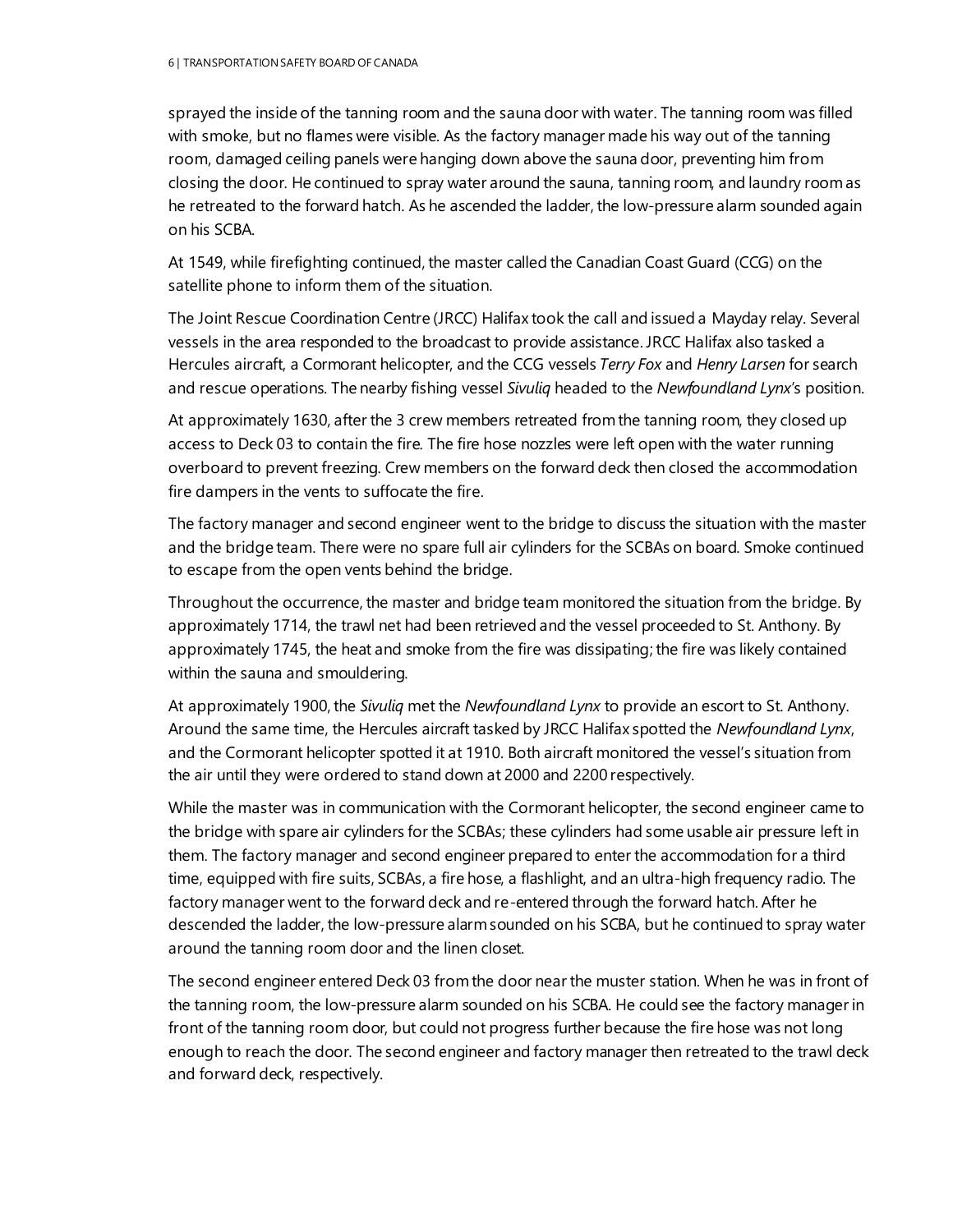sprayed the inside of the tanning room and the sauna door with water. The tanning room was filled with smoke, but no flames were visible. As the factory manager made his way out of the tanning room, damaged ceiling panels were hanging down above the sauna door, preventing him from closing the door. He continued to spray water around the sauna, tanning room, and laundry room as he retreated to the forward hatch. As he ascended the ladder, the low-pressure alarm sounded again on his SCBA.

At 1549, while firefighting continued, the master called the Canadian Coast Guard (CCG) on the satellite phone to inform them of the situation.

The Joint Rescue Coordination Centre (JRCC) Halifax took the call and issued a Mayday relay. Several vessels in the area responded to the broadcast to provide assistance. JRCC Halifax also tasked a Hercules aircraft, a Cormorant helicopter, and the CCG vessels *Terry Fox* and *Henry Larsen* for search and rescue operations. The nearby fishing vessel *Sivuliq* headed to the *Newfoundland Lynx*'s position.

At approximately 1630, after the 3 crew members retreated from the tanning room, they closed up access to Deck 03 to contain the fire. The fire hose nozzles were left open with the water running overboard to prevent freezing. Crew members on the forward deck then closed the accommodation fire dampers in the vents to suffocate the fire.

The factory manager and second engineer went to the bridge to discuss the situation with the master and the bridge team. There were no spare full air cylinders for the SCBAs on board. Smoke continued to escape from the open vents behind the bridge.

Throughout the occurrence, the master and bridge team monitored the situation from the bridge. By approximately 1714, the trawl net had been retrieved and the vessel proceeded to St. Anthony. By approximately 1745, the heat and smoke from the fire was dissipating; the fire was likely contained within the sauna and smouldering.

At approximately 1900, the *Sivuliq* met the *Newfoundland Lynx* to provide an escort to St. Anthony. Around the same time, the Hercules aircraft tasked by JRCC Halifax spotted the *Newfoundland Lynx*, and the Cormorant helicopter spotted it at 1910. Both aircraft monitored the vessel's situation from the air until they were ordered to stand down at 2000 and 2200 respectively.

While the master was in communication with the Cormorant helicopter, the second engineer came to the bridge with spare air cylinders for the SCBAs; these cylinders had some usable air pressure left in them. The factory manager and second engineer prepared to enter the accommodation for a third time, equipped with fire suits, SCBAs, a fire hose, a flashlight, and an ultra-high frequency radio. The factory manager went to the forward deck and re-entered through the forward hatch. After he descended the ladder, the low-pressure alarm sounded on his SCBA, but he continued to spray water around the tanning room door and the linen closet.

The second engineer entered Deck 03 from the door near the muster station. When he was in front of the tanning room, the low-pressure alarm sounded on his SCBA. He could see the factory manager in front of the tanning room door, but could not progress further because the fire hose was not long enough to reach the door. The second engineer and factory manager then retreated to the trawl deck and forward deck, respectively.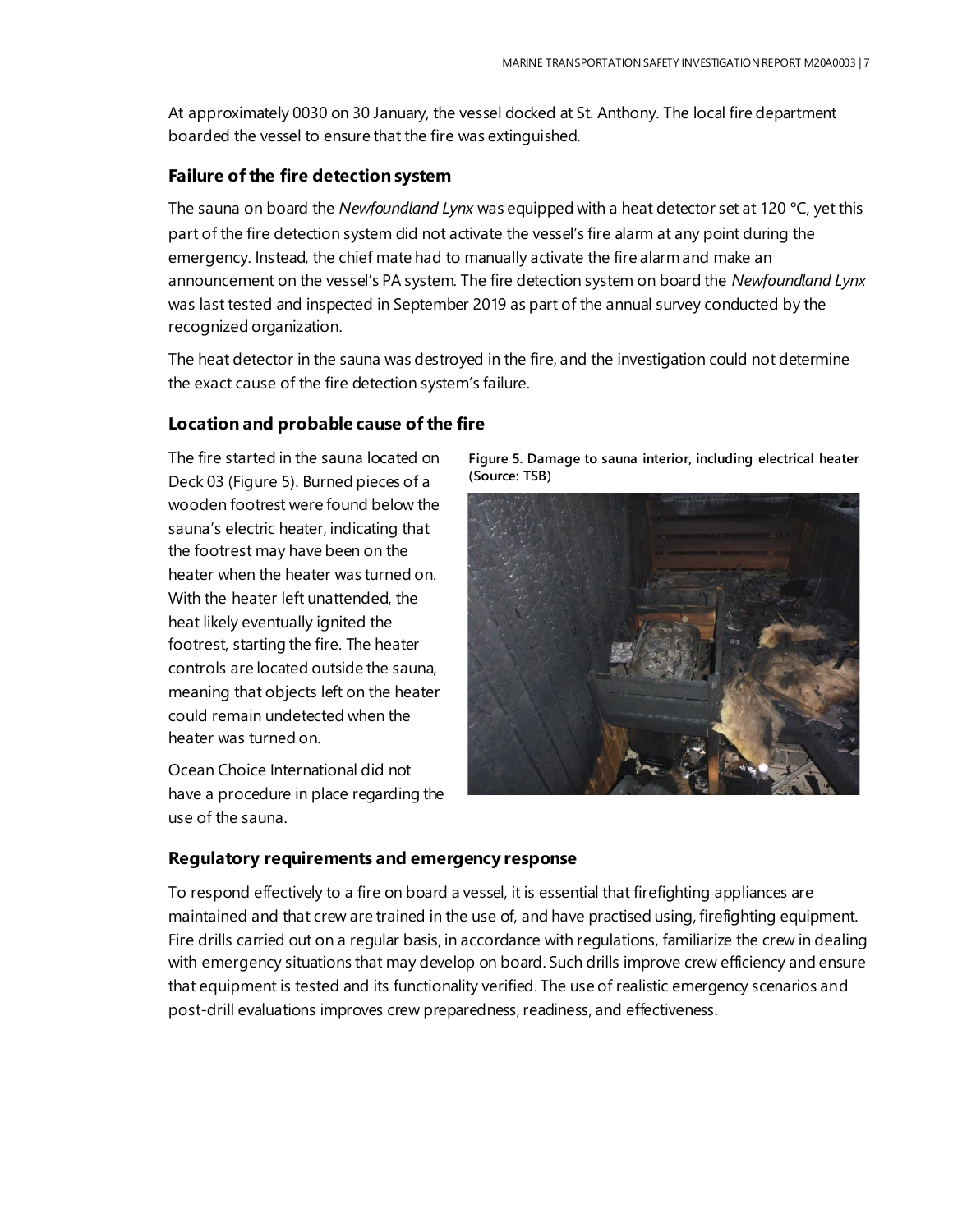At approximately 0030 on 30 January, the vessel docked at St. Anthony. The local fire department boarded the vessel to ensure that the fire was extinguished.

### Failure of the fire detection system

The sauna on board the *Newfoundland Lynx* was equipped with a heat detector set at 120 °C, yet this part of the fire detection system did not activate the vessel's fire alarm at any point during the emergency. Instead, the chief mate had to manually activate the fire alarm and make an announcement on the vessel's PA system. The fire detection system on board the *Newfoundland Lynx* was last tested and inspected in September 2019 as part of the annual survey conducted by the recognized organization.

The heat detector in the sauna was destroyed in the fire, and the investigation could not determine the exact cause of the fire detection system's failure.

### Location and probable cause of the fire

The fire started in the sauna located on Deck 03 (Figure 5). Burned pieces of a wooden footrest were found below the sauna's electric heater, indicating that the footrest may have been on the heater when the heater was turned on. With the heater left unattended, the heat likely eventually ignited the footrest, starting the fire. The heater controls are located outside the sauna, meaning that objects left on the heater could remain undetected when the heater was turned on.

**Figure 5. Damage to sauna interior, including electrical heater (Source: TSB)**

Ocean Choice International did not have a procedure in place regarding the use of the sauna.

### Regulatory requirements and emergency response

To respond effectively to a fire on board a vessel, it is essential that firefighting appliances are maintained and that crew are trained in the use of, and have practised using, firefighting equipment. Fire drills carried out on a regular basis, in accordance with regulations, familiarize the crew in dealing with emergency situations that may develop on board. Such drills improve crew efficiency and ensure that equipment is tested and its functionality verified. The use of realistic emergency scenarios and post-drill evaluations improves crew preparedness, readiness, and effectiveness.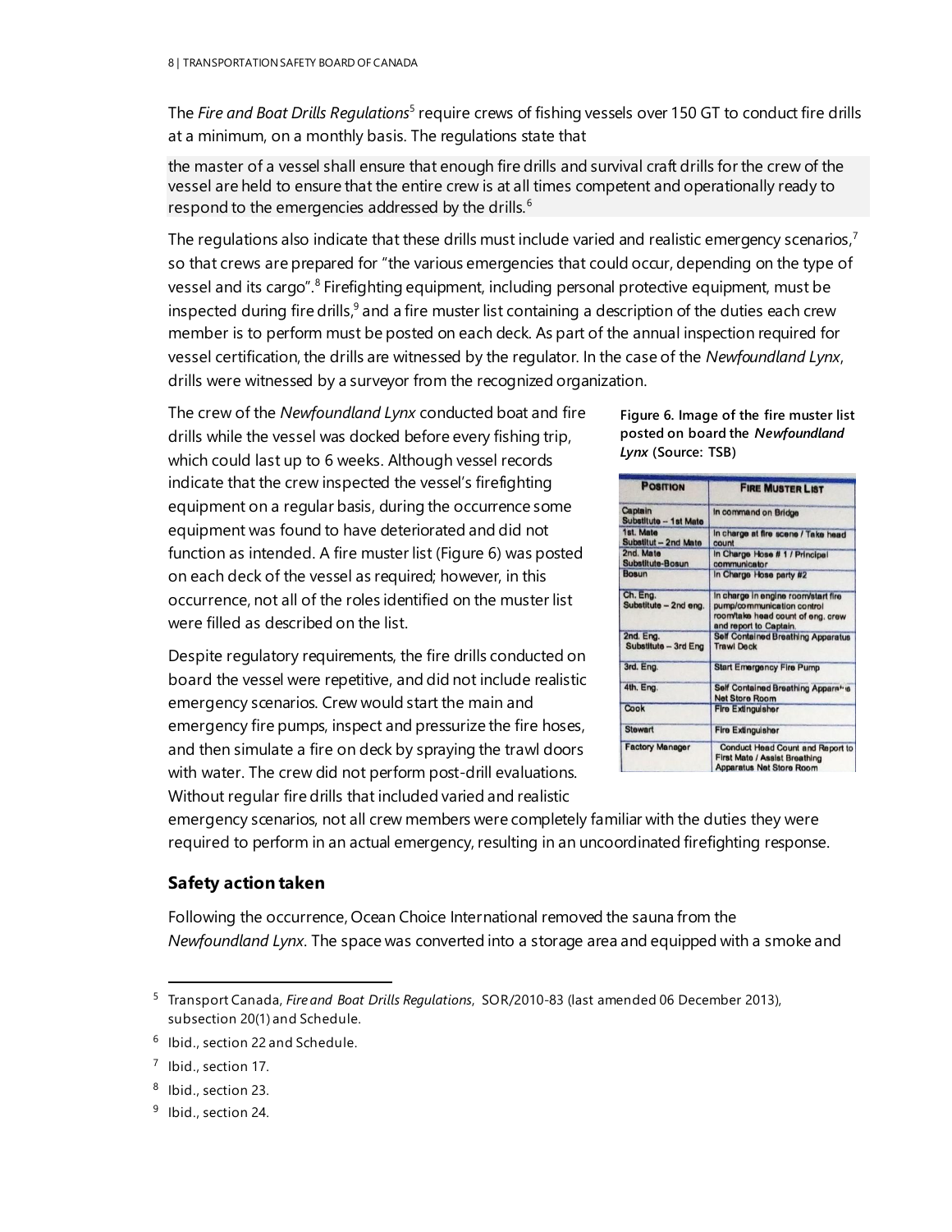The *Fire and Boat Drills Regulations*[5] require crews of fishing vessels over 150 GT to conduct fire drills at a minimum, on a monthly basis. The regulations state that

> the master of a vessel shall ensure that enough fire drills and survival craft drills for the crew of the vessel are held to ensure that the entire crew is at all times competent and operationally ready to respond to the emergencies addressed by the drills.[6]

The regulations also indicate that these drills must include varied and realistic emergency scenarios,[7] so that crews are prepared for "the various emergencies that could occur, depending on the type of vessel and its cargo".[8] Firefighting equipment, including personal protective equipment, must be inspected during fire drills,[9] and a fire muster list containing a description of the duties each crew member is to perform must be posted on each deck. As part of the annual inspection required for vessel certification, the drills are witnessed by the regulator. In the case of the *Newfoundland Lynx*, drills were witnessed by a surveyor from the recognized organization.

The crew of the *Newfoundland Lynx* conducted boat and fire drills while the vessel was docked before every fishing trip, which could last up to 6 weeks. Although vessel records indicate that the crew inspected the vessel's firefighting equipment on a regular basis, during the occurrence some equipment was found to have deteriorated and did not function as intended. A fire muster list (Figure 6) was posted on each deck of the vessel as required; however, in this occurrence, not all of the roles identified on the muster list were filled as described on the list.

**Figure 6. Image of the fire muster list posted on board the *Newfoundland Lynx* (Source: TSB)**

| POSITION | FIRE MUSTER LIST |
|---|---|
| Captain Substitute – 1st Mate | In command on Bridge |
| 1st. Mate Substitut – 2nd Mate | In charge at fire scene / Take head count |
| 2nd. Mate Substitute-Bosun | In Charge Hose # 1 / Principal communicator |
| Bosun | In Charge Hose party #2 |
| Ch. Eng. Substitute – 2nd eng. | In charge in engine room/start fire pump/communication control room/take head count of eng. crew and report to Captain. |
| 2nd. Eng. Substitute – 3rd Eng | Self Contained Breathing Apparatus Trawl Deck |
| 3rd. Eng. | Start Emergency Fire Pump |
| 4th. Eng. | Self Contained Breathing Apparatus Net Store Room |
| Cook | Fire Extinguisher |
| Stewart | Fire Extinguisher |
| Factory Manager | Conduct Head Count and Report to First Mate / Assist Breathing Apparatus Net Store Room |

Despite regulatory requirements, the fire drills conducted on board the vessel were repetitive, and did not include realistic emergency scenarios. Crew would start the main and emergency fire pumps, inspect and pressurize the fire hoses, and then simulate a fire on deck by spraying the trawl doors with water. The crew did not perform post-drill evaluations. Without regular fire drills that included varied and realistic emergency scenarios, not all crew members were completely familiar with the duties they were required to perform in an actual emergency, resulting in an uncoordinated firefighting response.

## Safety action taken

Following the occurrence, Ocean Choice International removed the sauna from the *Newfoundland Lynx*. The space was converted into a storage area and equipped with a smoke and

---

[5] Transport Canada, *Fire and Boat Drills Regulations*, SOR/2010-83 (last amended 06 December 2013), subsection 20(1) and Schedule.

[6] Ibid., section 22 and Schedule.

[7] Ibid., section 17.

[8] Ibid., section 23.

[9] Ibid., section 24.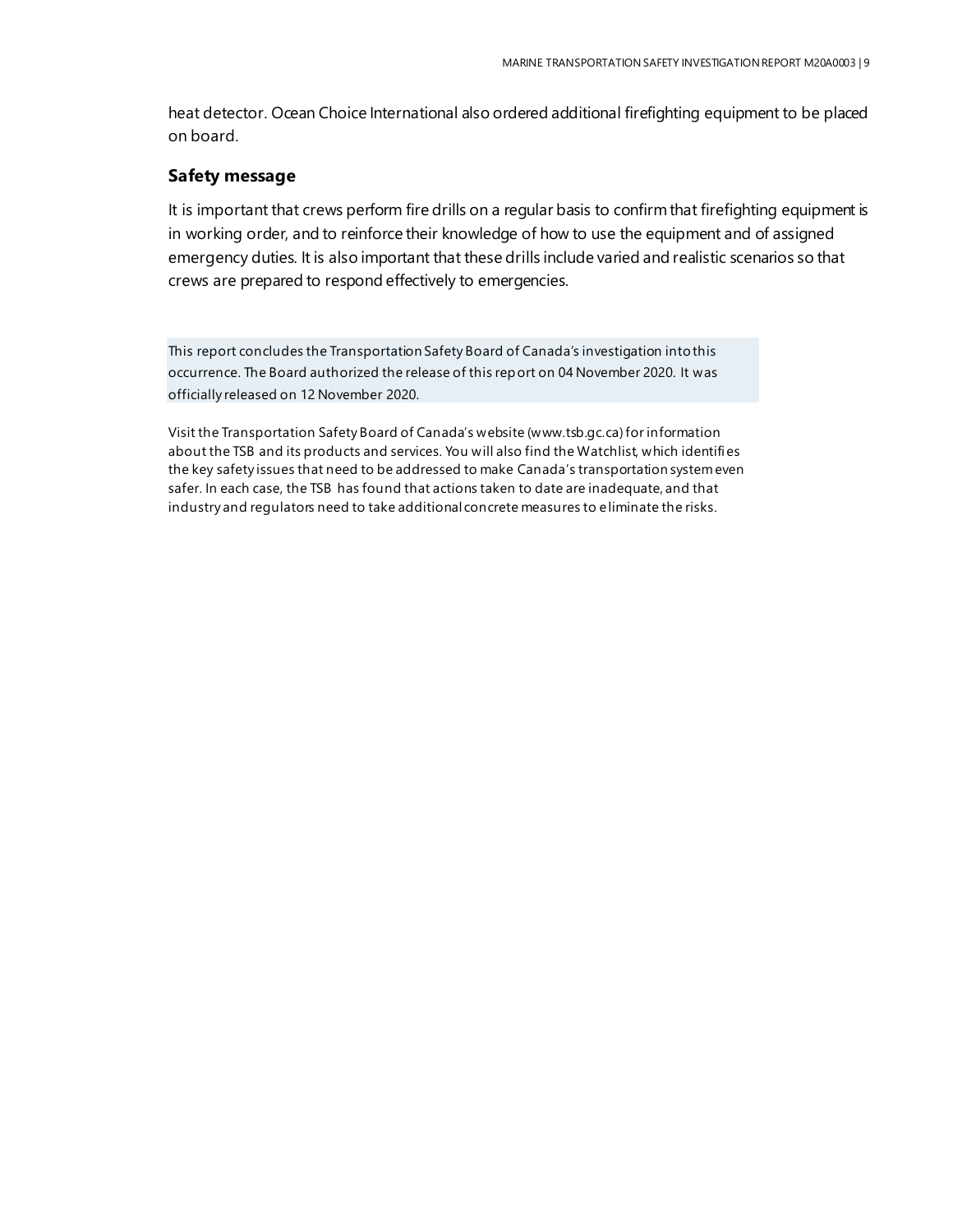heat detector. Ocean Choice International also ordered additional firefighting equipment to be placed on board.

## Safety message

It is important that crews perform fire drills on a regular basis to confirm that firefighting equipment is in working order, and to reinforce their knowledge of how to use the equipment and of assigned emergency duties. It is also important that these drills include varied and realistic scenarios so that crews are prepared to respond effectively to emergencies.

This report concludes the Transportation Safety Board of Canada's investigation into this occurrence. The Board authorized the release of this report on 04 November 2020. It was officially released on 12 November 2020.

Visit the Transportation Safety Board of Canada's website (www.tsb.gc.ca) for information about the TSB and its products and services. You will also find the Watchlist, which identifies the key safety issues that need to be addressed to make Canada's transportation system even safer. In each case, the TSB has found that actions taken to date are inadequate, and that industry and regulators need to take additional concrete measures to eliminate the risks.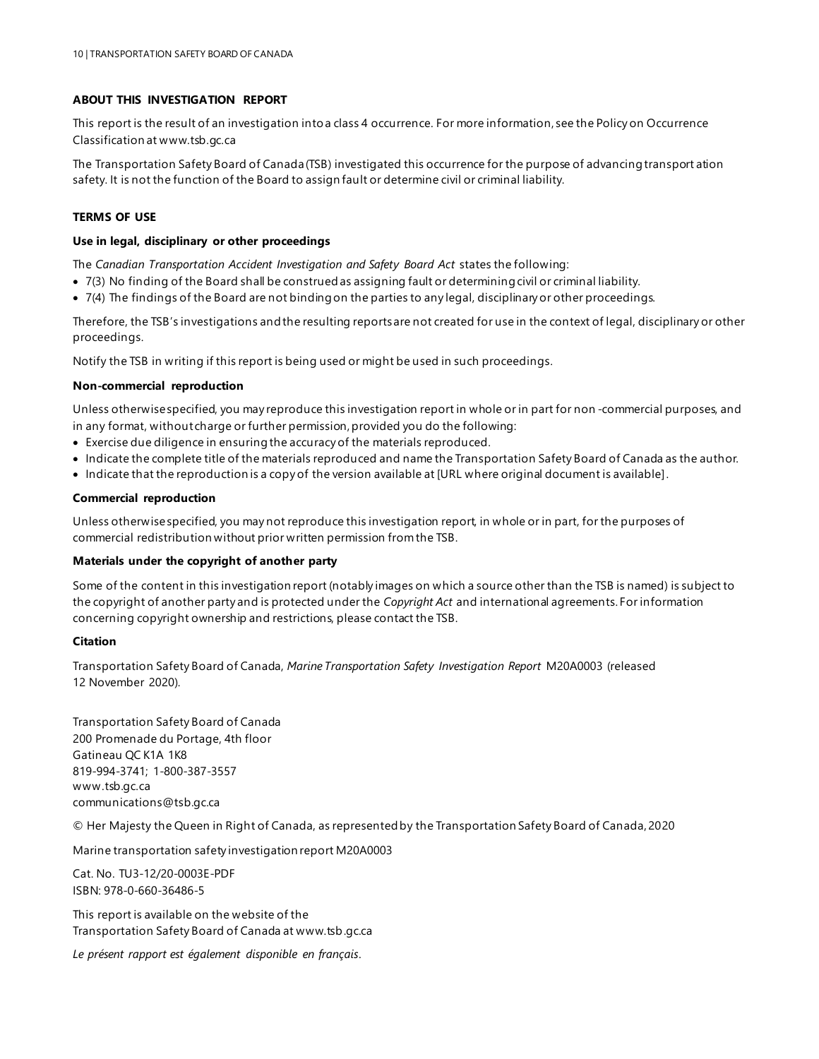## ABOUT THIS INVESTIGATION REPORT

This report is the result of an investigation into a class 4 occurrence. For more information, see the Policy on Occurrence Classification at www.tsb.gc.ca

The Transportation Safety Board of Canada (TSB) investigated this occurrence for the purpose of advancing transportation safety. It is not the function of the Board to assign fault or determine civil or criminal liability.

## TERMS OF USE

### Use in legal, disciplinary or other proceedings

The *Canadian Transportation Accident Investigation and Safety Board Act* states the following:

- 7(3) No finding of the Board shall be construed as assigning fault or determining civil or criminal liability.
- 7(4) The findings of the Board are not binding on the parties to any legal, disciplinary or other proceedings.

Therefore, the TSB's investigations and the resulting reports are not created for use in the context of legal, disciplinary or other proceedings.

Notify the TSB in writing if this report is being used or might be used in such proceedings.

### Non-commercial reproduction

Unless otherwise specified, you may reproduce this investigation report in whole or in part for non-commercial purposes, and in any format, without charge or further permission, provided you do the following:

- Exercise due diligence in ensuring the accuracy of the materials reproduced.
- Indicate the complete title of the materials reproduced and name the Transportation Safety Board of Canada as the author.
- Indicate that the reproduction is a copy of the version available at [URL where original document is available].

### Commercial reproduction

Unless otherwise specified, you may not reproduce this investigation report, in whole or in part, for the purposes of commercial redistribution without prior written permission from the TSB.

### Materials under the copyright of another party

Some of the content in this investigation report (notably images on which a source other than the TSB is named) is subject to the copyright of another party and is protected under the *Copyright Act* and international agreements. For information concerning copyright ownership and restrictions, please contact the TSB.

### Citation

Transportation Safety Board of Canada, *Marine Transportation Safety Investigation Report* M20A0003 (released 12 November 2020).

Transportation Safety Board of Canada
200 Promenade du Portage, 4th floor
Gatineau QC K1A 1K8
819-994-3741; 1-800-387-3557
www.tsb.gc.ca
communications@tsb.gc.ca

© Her Majesty the Queen in Right of Canada, as represented by the Transportation Safety Board of Canada, 2020

Marine transportation safety investigation report M20A0003

Cat. No. TU3-12/20-0003E-PDF
ISBN: 978-0-660-36486-5

This report is available on the website of the Transportation Safety Board of Canada at www.tsb.gc.ca

*Le présent rapport est également disponible en français.*